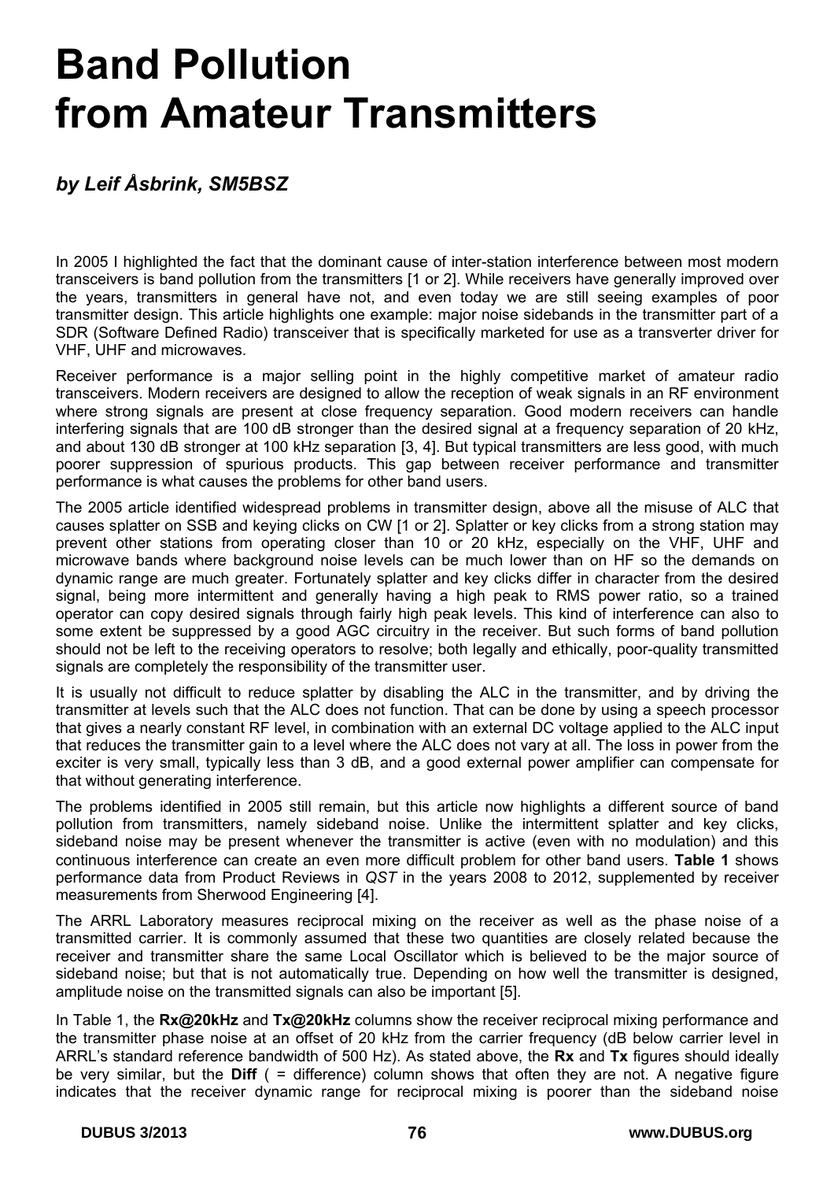# Band Pollution from Amateur Transmitters

### *by Leif Åsbrink, SM5BSZ*

In 2005 I highlighted the fact that the dominant cause of inter-station interference between most modern transceivers is band pollution from the transmitters [1 or 2]. While receivers have generally improved over the years, transmitters in general have not, and even today we are still seeing examples of poor transmitter design. This article highlights one example: major noise sidebands in the transmitter part of a SDR (Software Defined Radio) transceiver that is specifically marketed for use as a transverter driver for VHF, UHF and microwaves.

Receiver performance is a major selling point in the highly competitive market of amateur radio transceivers. Modern receivers are designed to allow the reception of weak signals in an RF environment where strong signals are present at close frequency separation. Good modern receivers can handle interfering signals that are 100 dB stronger than the desired signal at a frequency separation of 20 kHz, and about 130 dB stronger at 100 kHz separation [3, 4]. But typical transmitters are less good, with much poorer suppression of spurious products. This gap between receiver performance and transmitter performance is what causes the problems for other band users.

The 2005 article identified widespread problems in transmitter design, above all the misuse of ALC that causes splatter on SSB and keying clicks on CW [1 or 2]. Splatter or key clicks from a strong station may prevent other stations from operating closer than 10 or 20 kHz, especially on the VHF, UHF and microwave bands where background noise levels can be much lower than on HF so the demands on dynamic range are much greater. Fortunately splatter and key clicks differ in character from the desired signal, being more intermittent and generally having a high peak to RMS power ratio, so a trained operator can copy desired signals through fairly high peak levels. This kind of interference can also to some extent be suppressed by a good AGC circuitry in the receiver. But such forms of band pollution should not be left to the receiving operators to resolve; both legally and ethically, poor-quality transmitted signals are completely the responsibility of the transmitter user.

It is usually not difficult to reduce splatter by disabling the ALC in the transmitter, and by driving the transmitter at levels such that the ALC does not function. That can be done by using a speech processor that gives a nearly constant RF level, in combination with an external DC voltage applied to the ALC input that reduces the transmitter gain to a level where the ALC does not vary at all. The loss in power from the exciter is very small, typically less than 3 dB, and a good external power amplifier can compensate for that without generating interference.

The problems identified in 2005 still remain, but this article now highlights a different source of band pollution from transmitters, namely sideband noise. Unlike the intermittent splatter and key clicks, sideband noise may be present whenever the transmitter is active (even with no modulation) and this continuous interference can create an even more difficult problem for other band users. **Table 1** shows performance data from Product Reviews in *QST* in the years 2008 to 2012, supplemented by receiver measurements from Sherwood Engineering [4].

The ARRL Laboratory measures reciprocal mixing on the receiver as well as the phase noise of a transmitted carrier. It is commonly assumed that these two quantities are closely related because the receiver and transmitter share the same Local Oscillator which is believed to be the major source of sideband noise; but that is not automatically true. Depending on how well the transmitter is designed, amplitude noise on the transmitted signals can also be important [5].

In Table 1, the **Rx@20kHz** and **Tx@20kHz** columns show the receiver reciprocal mixing performance and the transmitter phase noise at an offset of 20 kHz from the carrier frequency (dB below carrier level in ARRL's standard reference bandwidth of 500 Hz). As stated above, the **Rx** and **Tx** figures should ideally be very similar, but the **Diff** ( = difference) column shows that often they are not. A negative figure indicates that the receiver dynamic range for reciprocal mixing is poorer than the sideband noise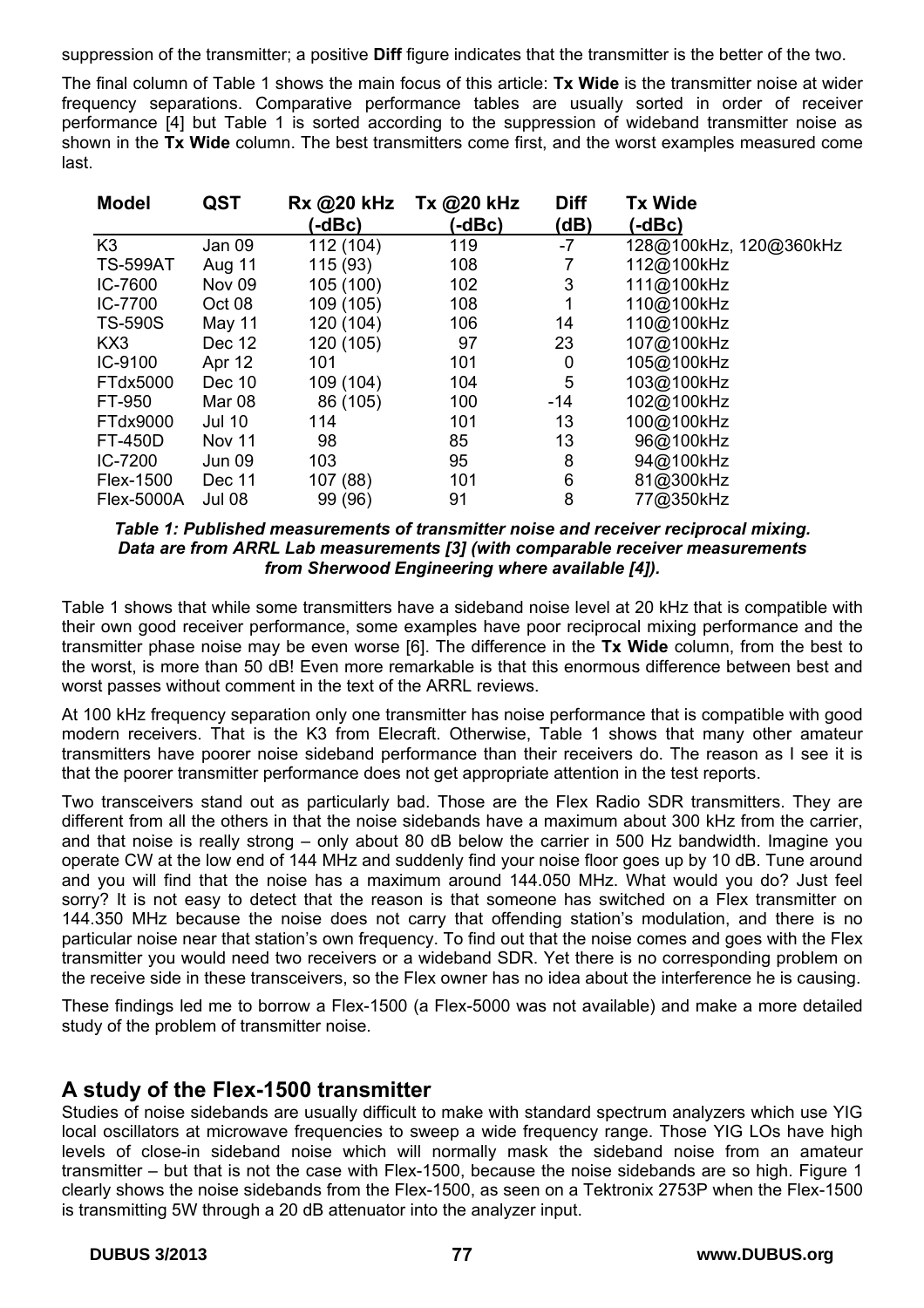suppression of the transmitter; a positive **Diff** figure indicates that the transmitter is the better of the two.

The final column of Table 1 shows the main focus of this article: **Tx Wide** is the transmitter noise at wider frequency separations. Comparative performance tables are usually sorted in order of receiver performance [4] but Table 1 is sorted according to the suppression of wideband transmitter noise as shown in the **Tx Wide** column. The best transmitters come first, and the worst examples measured come last.

| Model | QST | Rx @20 kHz (-dBc) | Tx @20 kHz (-dBc) | Diff (dB) | Tx Wide (-dBc) |
|---|---|---|---|---|---|
| K3 | Jan 09 | 112 (104) | 119 | -7 | 128@100kHz, 120@360kHz |
| TS-599AT | Aug 11 | 115 (93) | 108 | 7 | 112@100kHz |
| IC-7600 | Nov 09 | 105 (100) | 102 | 3 | 111@100kHz |
| IC-7700 | Oct 08 | 109 (105) | 108 | 1 | 110@100kHz |
| TS-590S | May 11 | 120 (104) | 106 | 14 | 110@100kHz |
| KX3 | Dec 12 | 120 (105) | 97 | 23 | 107@100kHz |
| IC-9100 | Apr 12 | 101 | 101 | 0 | 105@100kHz |
| FTdx5000 | Dec 10 | 109 (104) | 104 | 5 | 103@100kHz |
| FT-950 | Mar 08 | 86 (105) | 100 | -14 | 102@100kHz |
| FTdx9000 | Jul 10 | 114 | 101 | 13 | 100@100kHz |
| FT-450D | Nov 11 | 98 | 85 | 13 | 96@100kHz |
| IC-7200 | Jun 09 | 103 | 95 | 8 | 94@100kHz |
| Flex-1500 | Dec 11 | 107 (88) | 101 | 6 | 81@300kHz |
| Flex-5000A | Jul 08 | 99 (96) | 91 | 8 | 77@350kHz |

***Table 1: Published measurements of transmitter noise and receiver reciprocal mixing. Data are from ARRL Lab measurements [3] (with comparable receiver measurements from Sherwood Engineering where available [4]).***

Table 1 shows that while some transmitters have a sideband noise level at 20 kHz that is compatible with their own good receiver performance, some examples have poor reciprocal mixing performance and the transmitter phase noise may be even worse [6]. The difference in the **Tx Wide** column, from the best to the worst, is more than 50 dB! Even more remarkable is that this enormous difference between best and worst passes without comment in the text of the ARRL reviews.

At 100 kHz frequency separation only one transmitter has noise performance that is compatible with good modern receivers. That is the K3 from Elecraft. Otherwise, Table 1 shows that many other amateur transmitters have poorer noise sideband performance than their receivers do. The reason as I see it is that the poorer transmitter performance does not get appropriate attention in the test reports.

Two transceivers stand out as particularly bad. Those are the Flex Radio SDR transmitters. They are different from all the others in that the noise sidebands have a maximum about 300 kHz from the carrier, and that noise is really strong – only about 80 dB below the carrier in 500 Hz bandwidth. Imagine you operate CW at the low end of 144 MHz and suddenly find your noise floor goes up by 10 dB. Tune around and you will find that the noise has a maximum around 144.050 MHz. What would you do? Just feel sorry? It is not easy to detect that the reason is that someone has switched on a Flex transmitter on 144.350 MHz because the noise does not carry that offending station's modulation, and there is no particular noise near that station's own frequency. To find out that the noise comes and goes with the Flex transmitter you would need two receivers or a wideband SDR. Yet there is no corresponding problem on the receive side in these transceivers, so the Flex owner has no idea about the interference he is causing.

These findings led me to borrow a Flex-1500 (a Flex-5000 was not available) and make a more detailed study of the problem of transmitter noise.

## A study of the Flex-1500 transmitter

Studies of noise sidebands are usually difficult to make with standard spectrum analyzers which use YIG local oscillators at microwave frequencies to sweep a wide frequency range. Those YIG LOs have high levels of close-in sideband noise which will normally mask the sideband noise from an amateur transmitter – but that is not the case with Flex-1500, because the noise sidebands are so high. Figure 1 clearly shows the noise sidebands from the Flex-1500, as seen on a Tektronix 2753P when the Flex-1500 is transmitting 5W through a 20 dB attenuator into the analyzer input.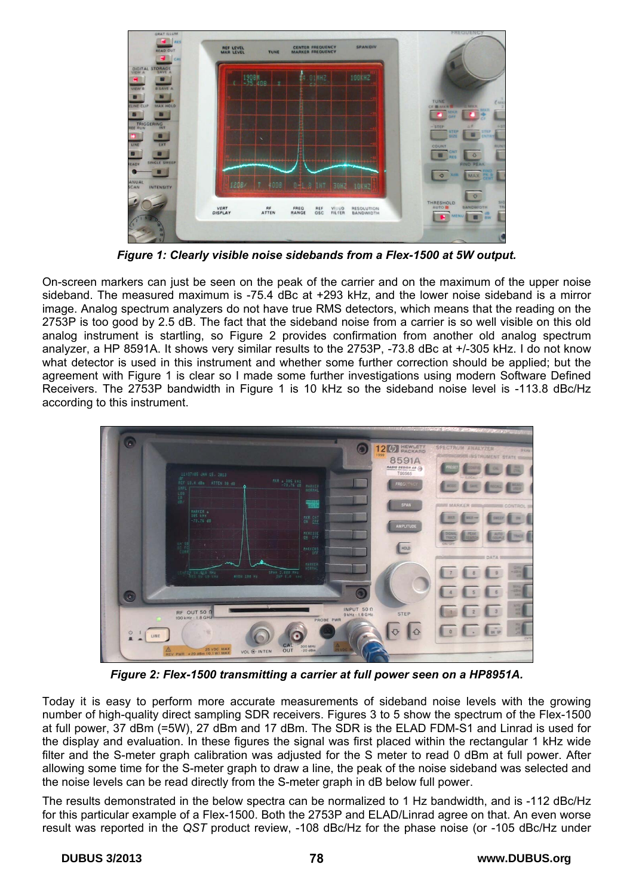*Figure 1: Clearly visible noise sidebands from a Flex-1500 at 5W output.*

On-screen markers can just be seen on the peak of the carrier and on the maximum of the upper noise sideband. The measured maximum is -75.4 dBc at +293 kHz, and the lower noise sideband is a mirror image. Analog spectrum analyzers do not have true RMS detectors, which means that the reading on the 2753P is too good by 2.5 dB. The fact that the sideband noise from a carrier is so well visible on this old analog instrument is startling, so Figure 2 provides confirmation from another old analog spectrum analyzer, a HP 8591A. It shows very similar results to the 2753P, -73.8 dBc at +/-305 kHz. I do not know what detector is used in this instrument and whether some further correction should be applied; but the agreement with Figure 1 is clear so I made some further investigations using modern Software Defined Receivers. The 2753P bandwidth in Figure 1 is 10 kHz so the sideband noise level is -113.8 dBc/Hz according to this instrument.

*Figure 2: Flex-1500 transmitting a carrier at full power seen on a HP8951A.*

Today it is easy to perform more accurate measurements of sideband noise levels with the growing number of high-quality direct sampling SDR receivers. Figures 3 to 5 show the spectrum of the Flex-1500 at full power, 37 dBm (=5W), 27 dBm and 17 dBm. The SDR is the ELAD FDM-S1 and Linrad is used for the display and evaluation. In these figures the signal was first placed within the rectangular 1 kHz wide filter and the S-meter graph calibration was adjusted for the S meter to read 0 dBm at full power. After allowing some time for the S-meter graph to draw a line, the peak of the noise sideband was selected and the noise levels can be read directly from the S-meter graph in dB below full power.

The results demonstrated in the below spectra can be normalized to 1 Hz bandwidth, and is -112 dBc/Hz for this particular example of a Flex-1500. Both the 2753P and ELAD/Linrad agree on that. An even worse result was reported in the *QST* product review, -108 dBc/Hz for the phase noise (or -105 dBc/Hz under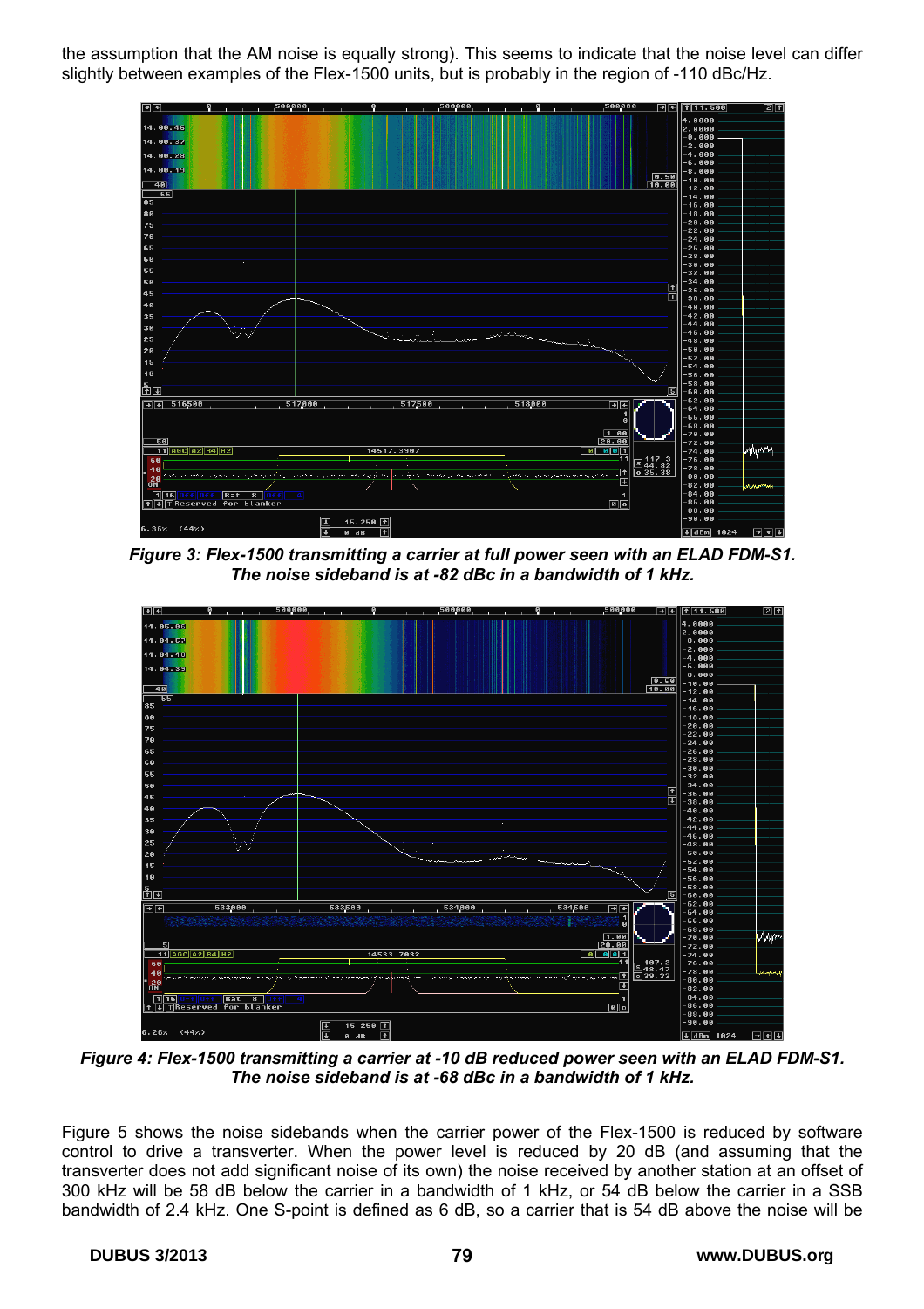the assumption that the AM noise is equally strong). This seems to indicate that the noise level can differ slightly between examples of the Flex-1500 units, but is probably in the region of -110 dBc/Hz.

***Figure 3: Flex-1500 transmitting a carrier at full power seen with an ELAD FDM-S1. The noise sideband is at -82 dBc in a bandwidth of 1 kHz.***

***Figure 4: Flex-1500 transmitting a carrier at -10 dB reduced power seen with an ELAD FDM-S1. The noise sideband is at -68 dBc in a bandwidth of 1 kHz.***

Figure 5 shows the noise sidebands when the carrier power of the Flex-1500 is reduced by software control to drive a transverter. When the power level is reduced by 20 dB (and assuming that the transverter does not add significant noise of its own) the noise received by another station at an offset of 300 kHz will be 58 dB below the carrier in a bandwidth of 1 kHz, or 54 dB below the carrier in a SSB bandwidth of 2.4 kHz. One S-point is defined as 6 dB, so a carrier that is 54 dB above the noise will be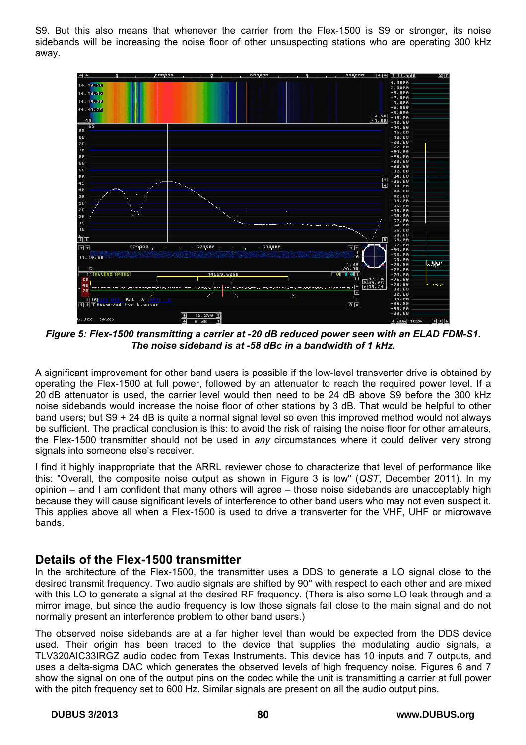S9. But this also means that whenever the carrier from the Flex-1500 is S9 or stronger, its noise sidebands will be increasing the noise floor of other unsuspecting stations who are operating 300 kHz away.

***Figure 5: Flex-1500 transmitting a carrier at -20 dB reduced power seen with an ELAD FDM-S1. The noise sideband is at -58 dBc in a bandwidth of 1 kHz.***

A significant improvement for other band users is possible if the low-level transverter drive is obtained by operating the Flex-1500 at full power, followed by an attenuator to reach the required power level. If a 20 dB attenuator is used, the carrier level would then need to be 24 dB above S9 before the 300 kHz noise sidebands would increase the noise floor of other stations by 3 dB. That would be helpful to other band users; but S9 + 24 dB is quite a normal signal level so even this improved method would not always be sufficient. The practical conclusion is this: to avoid the risk of raising the noise floor for other amateurs, the Flex-1500 transmitter should not be used in *any* circumstances where it could deliver very strong signals into someone else's receiver.

I find it highly inappropriate that the ARRL reviewer chose to characterize that level of performance like this: "Overall, the composite noise output as shown in Figure 3 is low" (*QST*, December 2011). In my opinion – and I am confident that many others will agree – those noise sidebands are unacceptably high because they will cause significant levels of interference to other band users who may not even suspect it. This applies above all when a Flex-1500 is used to drive a transverter for the VHF, UHF or microwave bands.

## Details of the Flex-1500 transmitter

In the architecture of the Flex-1500, the transmitter uses a DDS to generate a LO signal close to the desired transmit frequency. Two audio signals are shifted by 90° with respect to each other and are mixed with this LO to generate a signal at the desired RF frequency. (There is also some LO leak through and a mirror image, but since the audio frequency is low those signals fall close to the main signal and do not normally present an interference problem to other band users.)

The observed noise sidebands are at a far higher level than would be expected from the DDS device used. Their origin has been traced to the device that supplies the modulating audio signals, a TLV320AIC33IRGZ audio codec from Texas Instruments. This device has 10 inputs and 7 outputs, and uses a delta-sigma DAC which generates the observed levels of high frequency noise. Figures 6 and 7 show the signal on one of the output pins on the codec while the unit is transmitting a carrier at full power with the pitch frequency set to 600 Hz. Similar signals are present on all the audio output pins.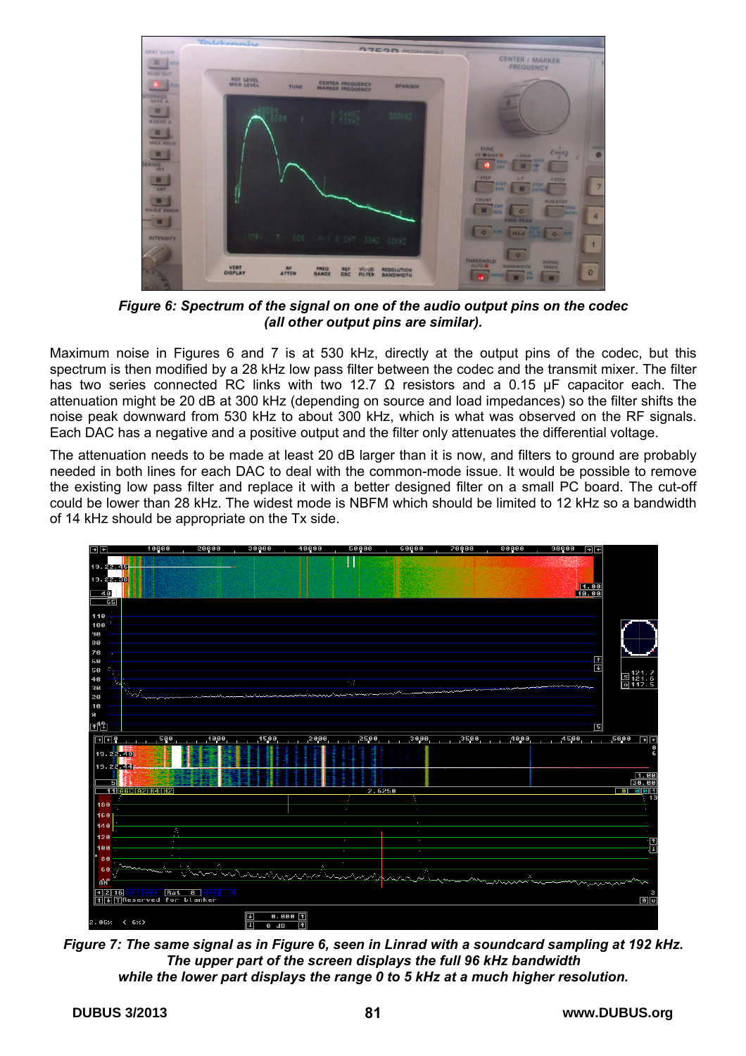*Figure 6: Spectrum of the signal on one of the audio output pins on the codec (all other output pins are similar).*

Maximum noise in Figures 6 and 7 is at 530 kHz, directly at the output pins of the codec, but this spectrum is then modified by a 28 kHz low pass filter between the codec and the transmit mixer. The filter has two series connected RC links with two 12.7 Ω resistors and a 0.15 µF capacitor each. The attenuation might be 20 dB at 300 kHz (depending on source and load impedances) so the filter shifts the noise peak downward from 530 kHz to about 300 kHz, which is what was observed on the RF signals. Each DAC has a negative and a positive output and the filter only attenuates the differential voltage.

The attenuation needs to be made at least 20 dB larger than it is now, and filters to ground are probably needed in both lines for each DAC to deal with the common-mode issue. It would be possible to remove the existing low pass filter and replace it with a better designed filter on a small PC board. The cut-off could be lower than 28 kHz. The widest mode is NBFM which should be limited to 12 kHz so a bandwidth of 14 kHz should be appropriate on the Tx side.

*Figure 7: The same signal as in Figure 6, seen in Linrad with a soundcard sampling at 192 kHz. The upper part of the screen displays the full 96 kHz bandwidth while the lower part displays the range 0 to 5 kHz at a much higher resolution.*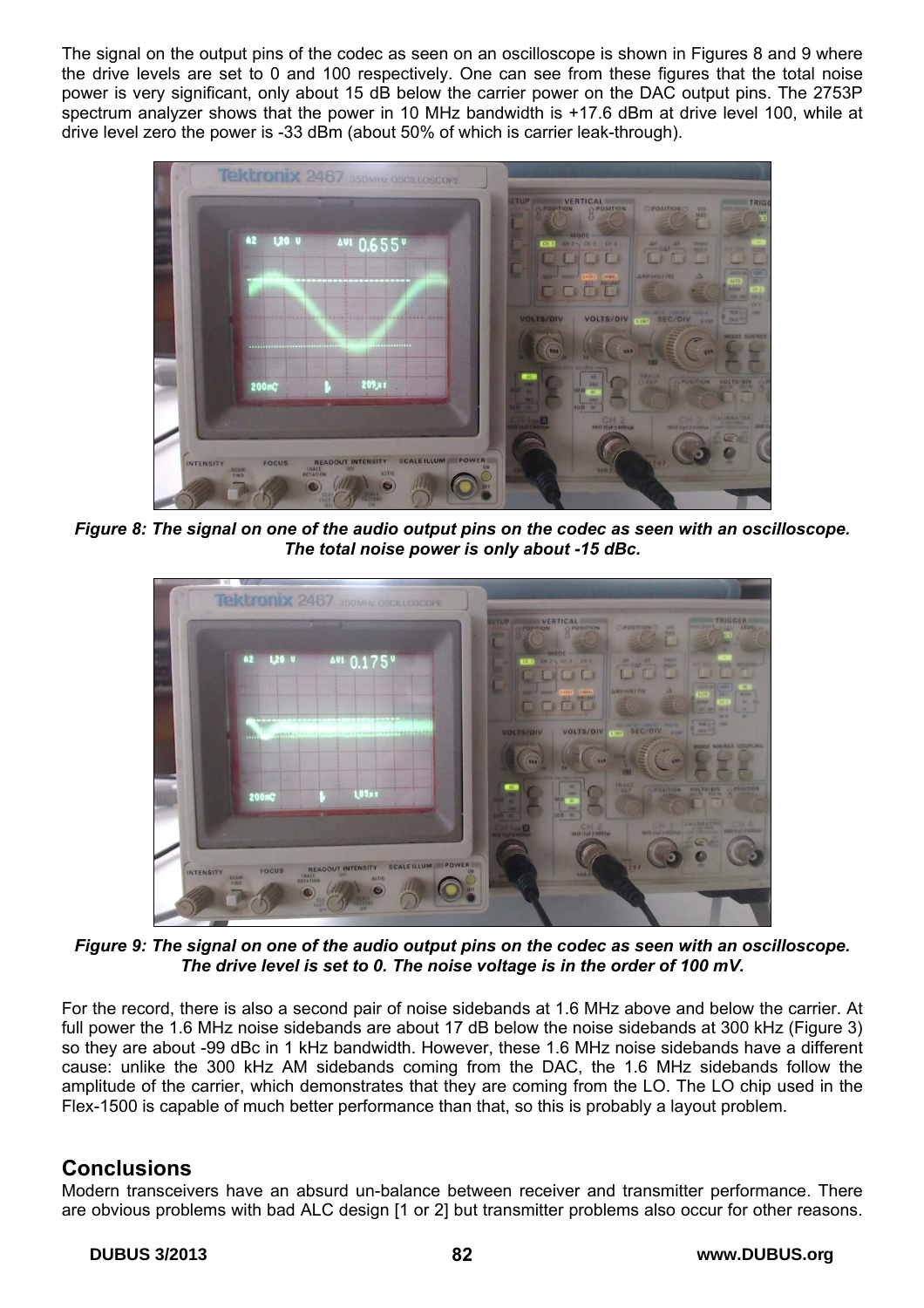The signal on the output pins of the codec as seen on an oscilloscope is shown in Figures 8 and 9 where the drive levels are set to 0 and 100 respectively. One can see from these figures that the total noise power is very significant, only about 15 dB below the carrier power on the DAC output pins. The 2753P spectrum analyzer shows that the power in 10 MHz bandwidth is +17.6 dBm at drive level 100, while at drive level zero the power is -33 dBm (about 50% of which is carrier leak-through).

***Figure 8: The signal on one of the audio output pins on the codec as seen with an oscilloscope. The total noise power is only about -15 dBc.***

***Figure 9: The signal on one of the audio output pins on the codec as seen with an oscilloscope. The drive level is set to 0. The noise voltage is in the order of 100 mV.***

For the record, there is also a second pair of noise sidebands at 1.6 MHz above and below the carrier. At full power the 1.6 MHz noise sidebands are about 17 dB below the noise sidebands at 300 kHz (Figure 3) so they are about -99 dBc in 1 kHz bandwidth. However, these 1.6 MHz noise sidebands have a different cause: unlike the 300 kHz AM sidebands coming from the DAC, the 1.6 MHz sidebands follow the amplitude of the carrier, which demonstrates that they are coming from the LO. The LO chip used in the Flex-1500 is capable of much better performance than that, so this is probably a layout problem.

## Conclusions

Modern transceivers have an absurd un-balance between receiver and transmitter performance. There are obvious problems with bad ALC design [1 or 2] but transmitter problems also occur for other reasons.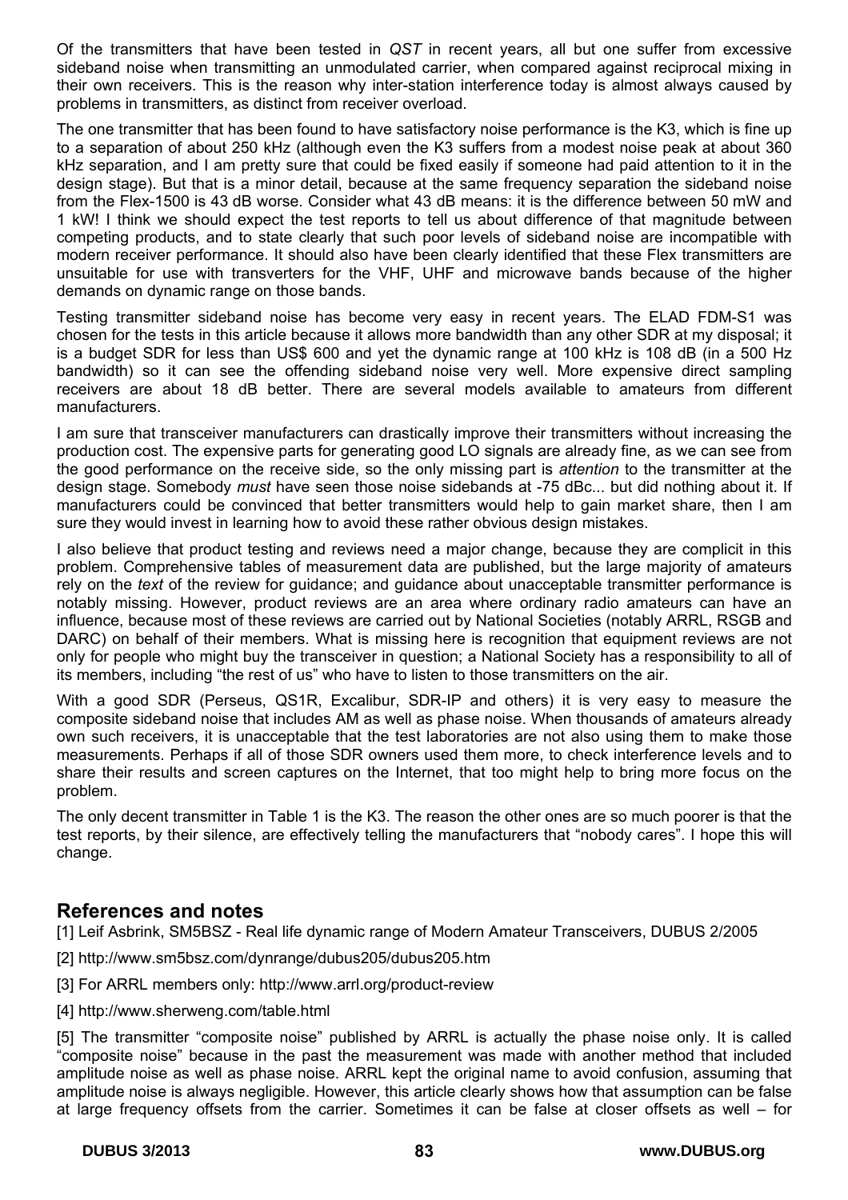Of the transmitters that have been tested in *QST* in recent years, all but one suffer from excessive sideband noise when transmitting an unmodulated carrier, when compared against reciprocal mixing in their own receivers. This is the reason why inter-station interference today is almost always caused by problems in transmitters, as distinct from receiver overload.

The one transmitter that has been found to have satisfactory noise performance is the K3, which is fine up to a separation of about 250 kHz (although even the K3 suffers from a modest noise peak at about 360 kHz separation, and I am pretty sure that could be fixed easily if someone had paid attention to it in the design stage). But that is a minor detail, because at the same frequency separation the sideband noise from the Flex-1500 is 43 dB worse. Consider what 43 dB means: it is the difference between 50 mW and 1 kW! I think we should expect the test reports to tell us about difference of that magnitude between competing products, and to state clearly that such poor levels of sideband noise are incompatible with modern receiver performance. It should also have been clearly identified that these Flex transmitters are unsuitable for use with transverters for the VHF, UHF and microwave bands because of the higher demands on dynamic range on those bands.

Testing transmitter sideband noise has become very easy in recent years. The ELAD FDM-S1 was chosen for the tests in this article because it allows more bandwidth than any other SDR at my disposal; it is a budget SDR for less than US$ 600 and yet the dynamic range at 100 kHz is 108 dB (in a 500 Hz bandwidth) so it can see the offending sideband noise very well. More expensive direct sampling receivers are about 18 dB better. There are several models available to amateurs from different manufacturers.

I am sure that transceiver manufacturers can drastically improve their transmitters without increasing the production cost. The expensive parts for generating good LO signals are already fine, as we can see from the good performance on the receive side, so the only missing part is *attention* to the transmitter at the design stage. Somebody *must* have seen those noise sidebands at -75 dBc... but did nothing about it. If manufacturers could be convinced that better transmitters would help to gain market share, then I am sure they would invest in learning how to avoid these rather obvious design mistakes.

I also believe that product testing and reviews need a major change, because they are complicit in this problem. Comprehensive tables of measurement data are published, but the large majority of amateurs rely on the *text* of the review for guidance; and guidance about unacceptable transmitter performance is notably missing. However, product reviews are an area where ordinary radio amateurs can have an influence, because most of these reviews are carried out by National Societies (notably ARRL, RSGB and DARC) on behalf of their members. What is missing here is recognition that equipment reviews are not only for people who might buy the transceiver in question; a National Society has a responsibility to all of its members, including "the rest of us" who have to listen to those transmitters on the air.

With a good SDR (Perseus, QS1R, Excalibur, SDR-IP and others) it is very easy to measure the composite sideband noise that includes AM as well as phase noise. When thousands of amateurs already own such receivers, it is unacceptable that the test laboratories are not also using them to make those measurements. Perhaps if all of those SDR owners used them more, to check interference levels and to share their results and screen captures on the Internet, that too might help to bring more focus on the problem.

The only decent transmitter in Table 1 is the K3. The reason the other ones are so much poorer is that the test reports, by their silence, are effectively telling the manufacturers that "nobody cares". I hope this will change.

## References and notes

[1] Leif Asbrink, SM5BSZ - Real life dynamic range of Modern Amateur Transceivers, DUBUS 2/2005

[2] http://www.sm5bsz.com/dynrange/dubus205/dubus205.htm

[3] For ARRL members only: http://www.arrl.org/product-review

[4] http://www.sherweng.com/table.html

[5] The transmitter "composite noise" published by ARRL is actually the phase noise only. It is called "composite noise" because in the past the measurement was made with another method that included amplitude noise as well as phase noise. ARRL kept the original name to avoid confusion, assuming that amplitude noise is always negligible. However, this article clearly shows how that assumption can be false at large frequency offsets from the carrier. Sometimes it can be false at closer offsets as well – for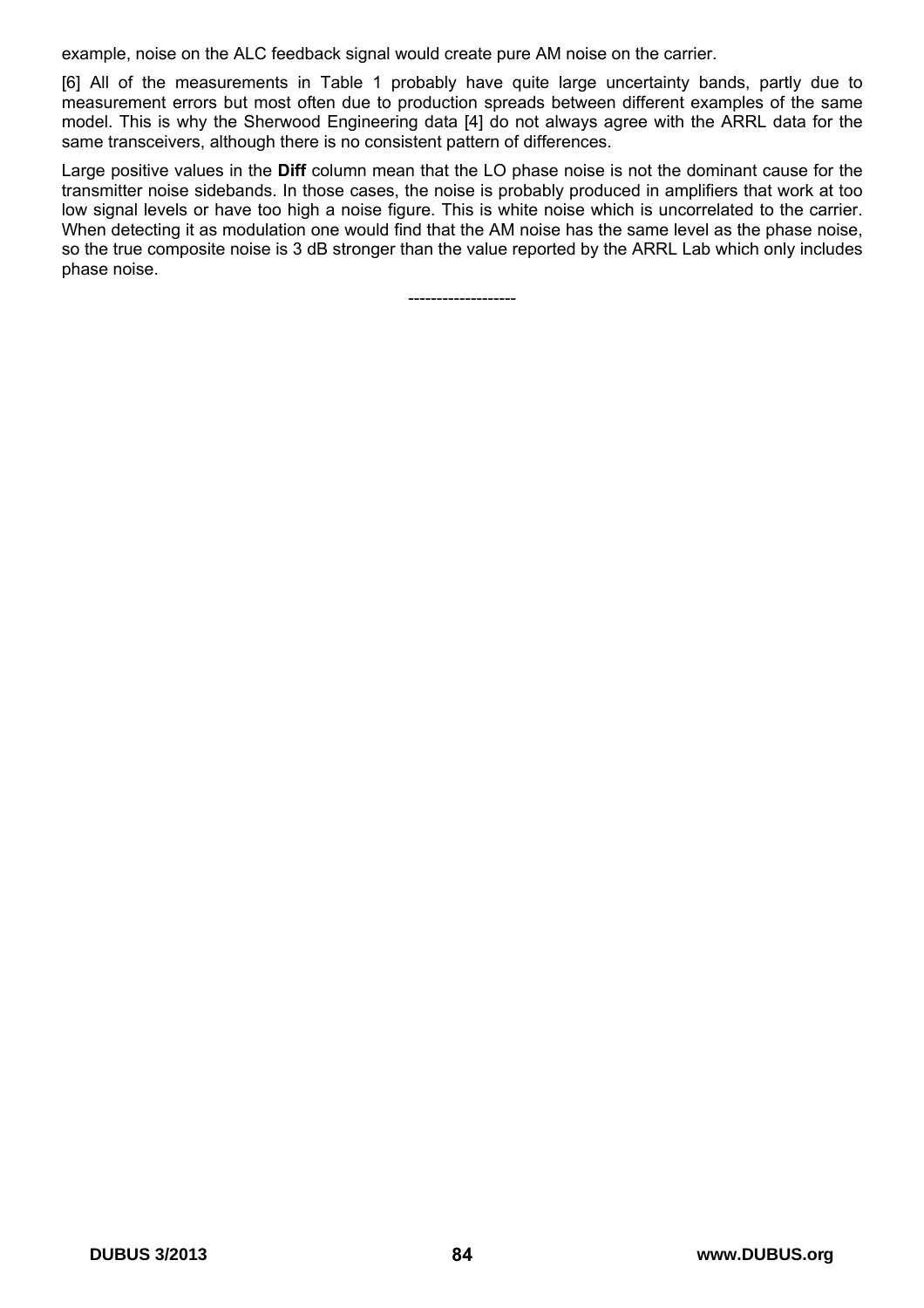example, noise on the ALC feedback signal would create pure AM noise on the carrier.

[6] All of the measurements in Table 1 probably have quite large uncertainty bands, partly due to measurement errors but most often due to production spreads between different examples of the same model. This is why the Sherwood Engineering data [4] do not always agree with the ARRL data for the same transceivers, although there is no consistent pattern of differences.

Large positive values in the **Diff** column mean that the LO phase noise is not the dominant cause for the transmitter noise sidebands. In those cases, the noise is probably produced in amplifiers that work at too low signal levels or have too high a noise figure. This is white noise which is uncorrelated to the carrier. When detecting it as modulation one would find that the AM noise has the same level as the phase noise, so the true composite noise is 3 dB stronger than the value reported by the ARRL Lab which only includes phase noise.

-------------------